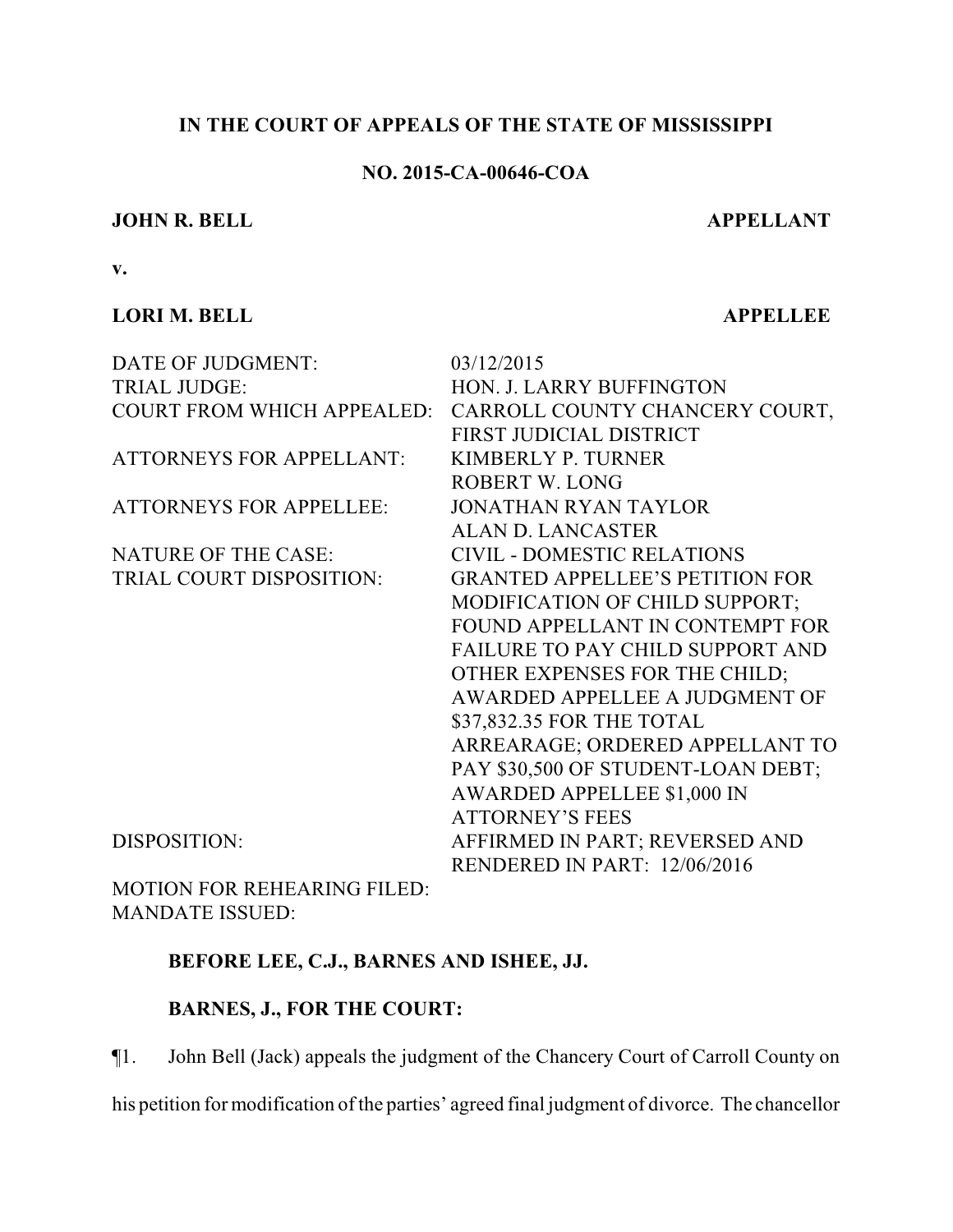**IN THE COURT OF APPEALS OF THE STATE OF MISSISSIPPI**

**NO. 2015-CA-00646-COA**

**JOHN R. BELL** **APPELLANT**

**v.**

**LORI M. BELL** **APPELLEE**

| | |
|---|---|
| DATE OF JUDGMENT: | 03/12/2015 |
| TRIAL JUDGE: | HON. J. LARRY BUFFINGTON |
| COURT FROM WHICH APPEALED: | CARROLL COUNTY CHANCERY COURT, FIRST JUDICIAL DISTRICT |
| ATTORNEYS FOR APPELLANT: | KIMBERLY P. TURNER<br>ROBERT W. LONG |
| ATTORNEYS FOR APPELLEE: | JONATHAN RYAN TAYLOR<br>ALAN D. LANCASTER |
| NATURE OF THE CASE: | CIVIL - DOMESTIC RELATIONS |
| TRIAL COURT DISPOSITION: | GRANTED APPELLEE'S PETITION FOR MODIFICATION OF CHILD SUPPORT; FOUND APPELLANT IN CONTEMPT FOR FAILURE TO PAY CHILD SUPPORT AND OTHER EXPENSES FOR THE CHILD; AWARDED APPELLEE A JUDGMENT OF $37,832.35 FOR THE TOTAL ARREARAGE; ORDERED APPELLANT TO PAY $30,500 OF STUDENT-LOAN DEBT; AWARDED APPELLEE $1,000 IN ATTORNEY'S FEES |
| DISPOSITION: | AFFIRMED IN PART; REVERSED AND RENDERED IN PART: 12/06/2016 |
| MOTION FOR REHEARING FILED: | |
| MANDATE ISSUED: | |

**BEFORE LEE, C.J., BARNES AND ISHEE, JJ.**

**BARNES, J., FOR THE COURT:**

¶1. John Bell (Jack) appeals the judgment of the Chancery Court of Carroll County on his petition for modification of the parties' agreed final judgment of divorce. The chancellor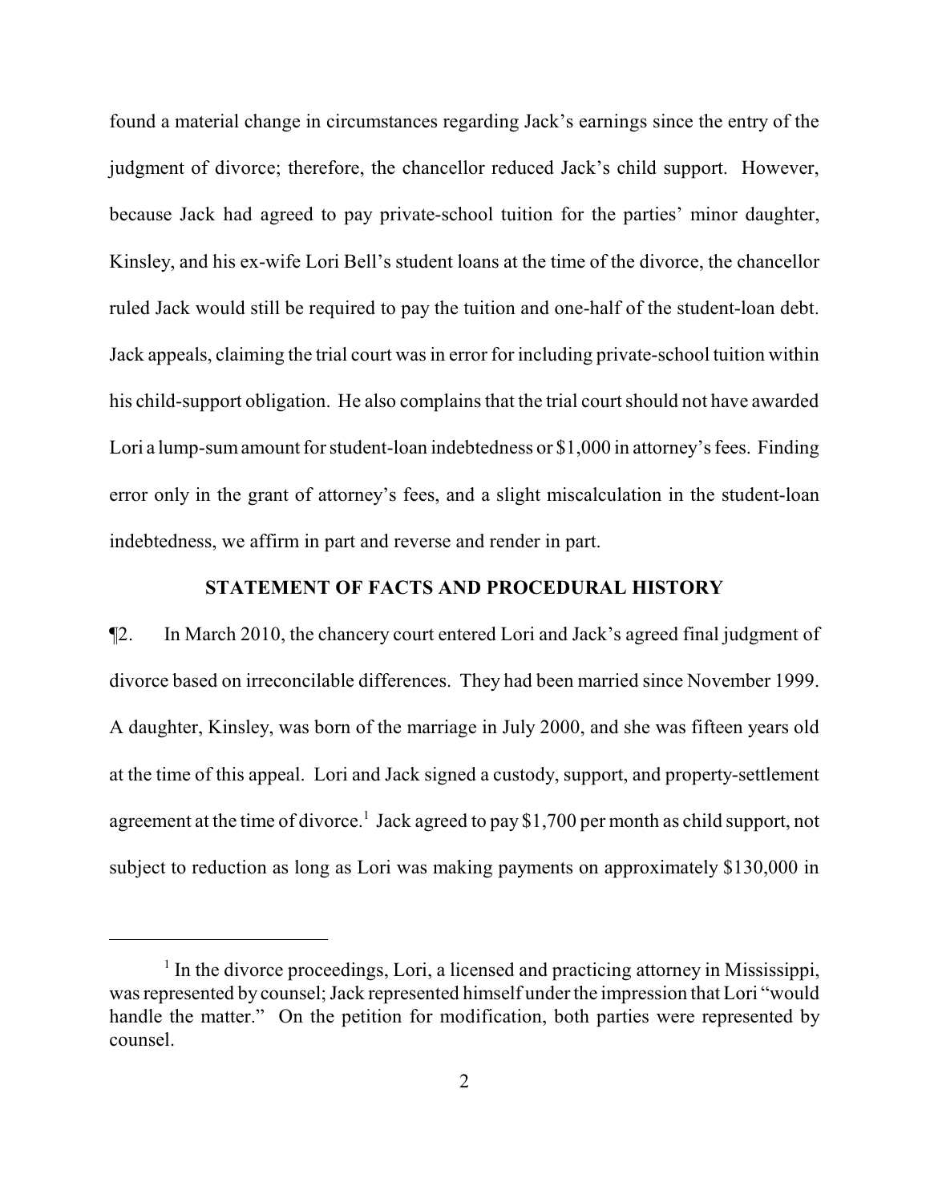found a material change in circumstances regarding Jack's earnings since the entry of the judgment of divorce; therefore, the chancellor reduced Jack's child support. However, because Jack had agreed to pay private-school tuition for the parties' minor daughter, Kinsley, and his ex-wife Lori Bell's student loans at the time of the divorce, the chancellor ruled Jack would still be required to pay the tuition and one-half of the student-loan debt. Jack appeals, claiming the trial court was in error for including private-school tuition within his child-support obligation. He also complains that the trial court should not have awarded Lori a lump-sum amount for student-loan indebtedness or $1,000 in attorney's fees. Finding error only in the grant of attorney's fees, and a slight miscalculation in the student-loan indebtedness, we affirm in part and reverse and render in part.

## STATEMENT OF FACTS AND PROCEDURAL HISTORY

¶2. In March 2010, the chancery court entered Lori and Jack's agreed final judgment of divorce based on irreconcilable differences. They had been married since November 1999. A daughter, Kinsley, was born of the marriage in July 2000, and she was fifteen years old at the time of this appeal. Lori and Jack signed a custody, support, and property-settlement agreement at the time of divorce.[1] Jack agreed to pay $1,700 per month as child support, not subject to reduction as long as Lori was making payments on approximately $130,000 in

[1] In the divorce proceedings, Lori, a licensed and practicing attorney in Mississippi, was represented by counsel; Jack represented himself under the impression that Lori "would handle the matter." On the petition for modification, both parties were represented by counsel.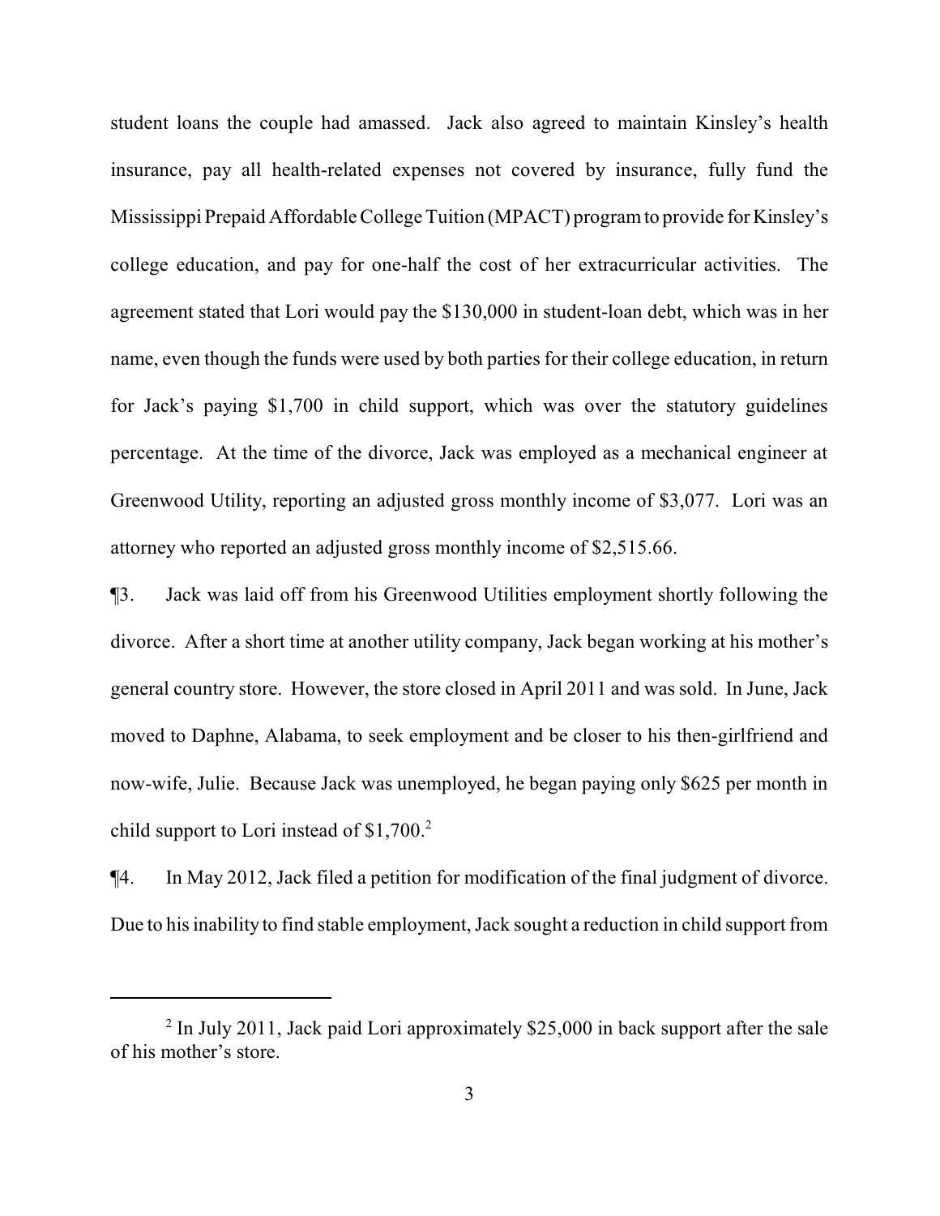student loans the couple had amassed. Jack also agreed to maintain Kinsley's health insurance, pay all health-related expenses not covered by insurance, fully fund the Mississippi Prepaid Affordable College Tuition (MPACT) program to provide for Kinsley's college education, and pay for one-half the cost of her extracurricular activities. The agreement stated that Lori would pay the $130,000 in student-loan debt, which was in her name, even though the funds were used by both parties for their college education, in return for Jack's paying $1,700 in child support, which was over the statutory guidelines percentage. At the time of the divorce, Jack was employed as a mechanical engineer at Greenwood Utility, reporting an adjusted gross monthly income of $3,077. Lori was an attorney who reported an adjusted gross monthly income of $2,515.66.

¶3. Jack was laid off from his Greenwood Utilities employment shortly following the divorce. After a short time at another utility company, Jack began working at his mother's general country store. However, the store closed in April 2011 and was sold. In June, Jack moved to Daphne, Alabama, to seek employment and be closer to his then-girlfriend and now-wife, Julie. Because Jack was unemployed, he began paying only $625 per month in child support to Lori instead of $1,700.[2]

¶4. In May 2012, Jack filed a petition for modification of the final judgment of divorce. Due to his inability to find stable employment, Jack sought a reduction in child support from

---

[2] In July 2011, Jack paid Lori approximately $25,000 in back support after the sale of his mother's store.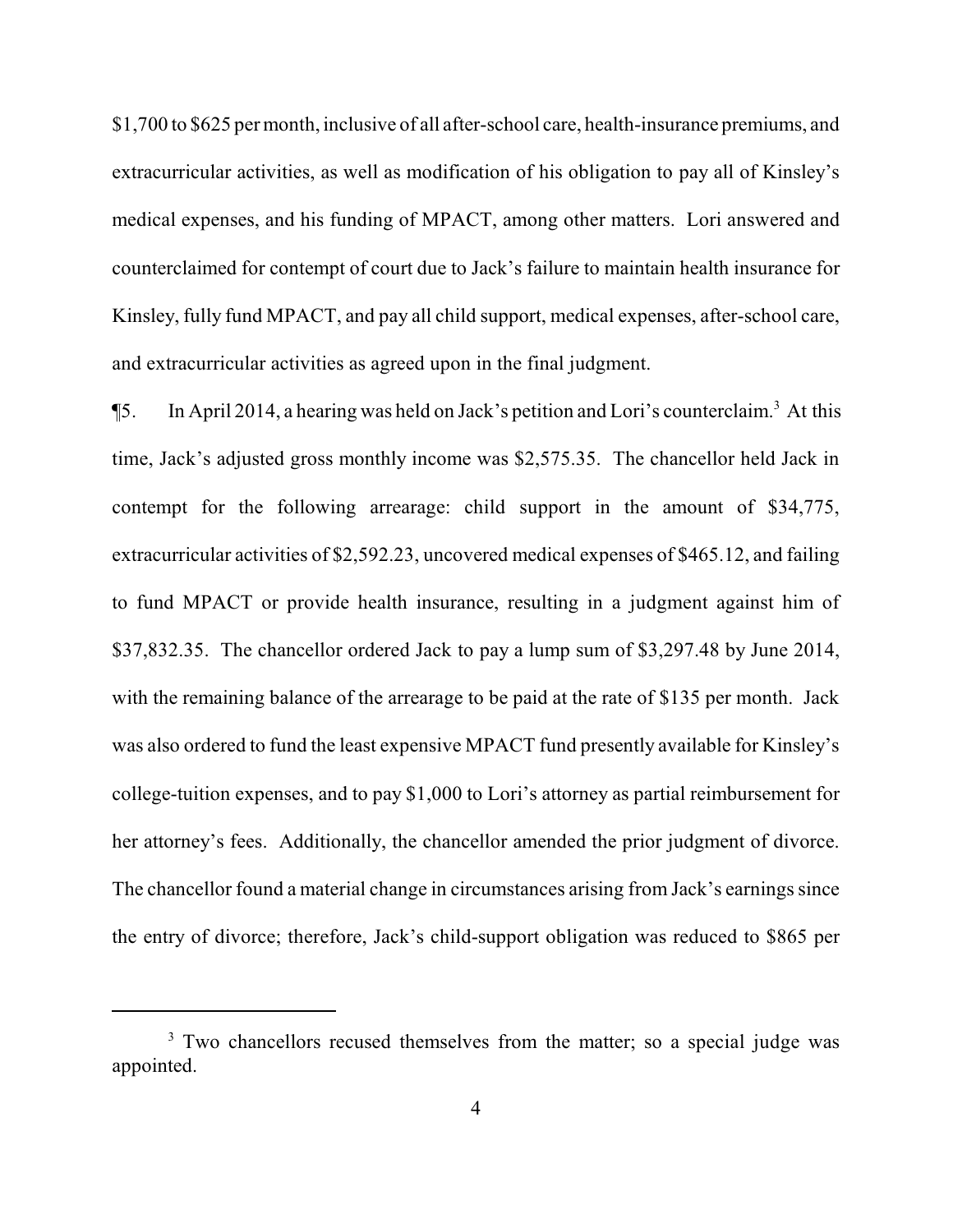$1,700 to $625 per month, inclusive of all after-school care, health-insurance premiums, and extracurricular activities, as well as modification of his obligation to pay all of Kinsley's medical expenses, and his funding of MPACT, among other matters. Lori answered and counterclaimed for contempt of court due to Jack's failure to maintain health insurance for Kinsley, fully fund MPACT, and pay all child support, medical expenses, after-school care, and extracurricular activities as agreed upon in the final judgment.

¶5. In April 2014, a hearing was held on Jack's petition and Lori's counterclaim.[3] At this time, Jack's adjusted gross monthly income was $2,575.35. The chancellor held Jack in contempt for the following arrearage: child support in the amount of $34,775, extracurricular activities of $2,592.23, uncovered medical expenses of $465.12, and failing to fund MPACT or provide health insurance, resulting in a judgment against him of $37,832.35. The chancellor ordered Jack to pay a lump sum of $3,297.48 by June 2014, with the remaining balance of the arrearage to be paid at the rate of $135 per month. Jack was also ordered to fund the least expensive MPACT fund presently available for Kinsley's college-tuition expenses, and to pay $1,000 to Lori's attorney as partial reimbursement for her attorney's fees. Additionally, the chancellor amended the prior judgment of divorce. The chancellor found a material change in circumstances arising from Jack's earnings since the entry of divorce; therefore, Jack's child-support obligation was reduced to $865 per

[3] Two chancellors recused themselves from the matter; so a special judge was appointed.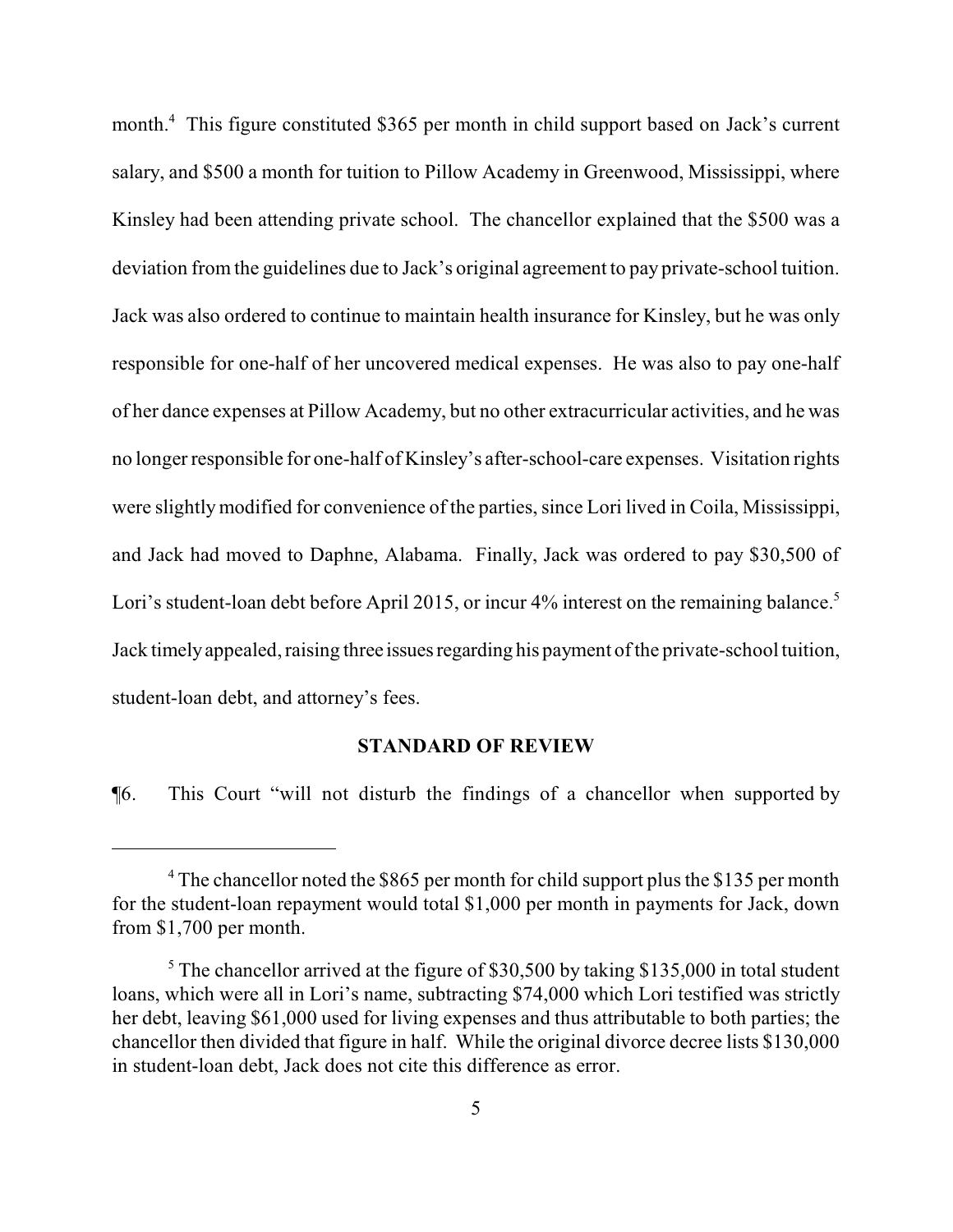month.[4] This figure constituted $365 per month in child support based on Jack's current salary, and $500 a month for tuition to Pillow Academy in Greenwood, Mississippi, where Kinsley had been attending private school. The chancellor explained that the $500 was a deviation from the guidelines due to Jack's original agreement to pay private-school tuition. Jack was also ordered to continue to maintain health insurance for Kinsley, but he was only responsible for one-half of her uncovered medical expenses. He was also to pay one-half of her dance expenses at Pillow Academy, but no other extracurricular activities, and he was no longer responsible for one-half of Kinsley's after-school-care expenses. Visitation rights were slightly modified for convenience of the parties, since Lori lived in Coila, Mississippi, and Jack had moved to Daphne, Alabama. Finally, Jack was ordered to pay $30,500 of Lori's student-loan debt before April 2015, or incur 4% interest on the remaining balance.[5] Jack timely appealed, raising three issues regarding his payment of the private-school tuition, student-loan debt, and attorney's fees.

## STANDARD OF REVIEW

¶6. This Court "will not disturb the findings of a chancellor when supported by

---

[4] The chancellor noted the $865 per month for child support plus the $135 per month for the student-loan repayment would total $1,000 per month in payments for Jack, down from $1,700 per month.

[5] The chancellor arrived at the figure of $30,500 by taking $135,000 in total student loans, which were all in Lori's name, subtracting $74,000 which Lori testified was strictly her debt, leaving $61,000 used for living expenses and thus attributable to both parties; the chancellor then divided that figure in half. While the original divorce decree lists $130,000 in student-loan debt, Jack does not cite this difference as error.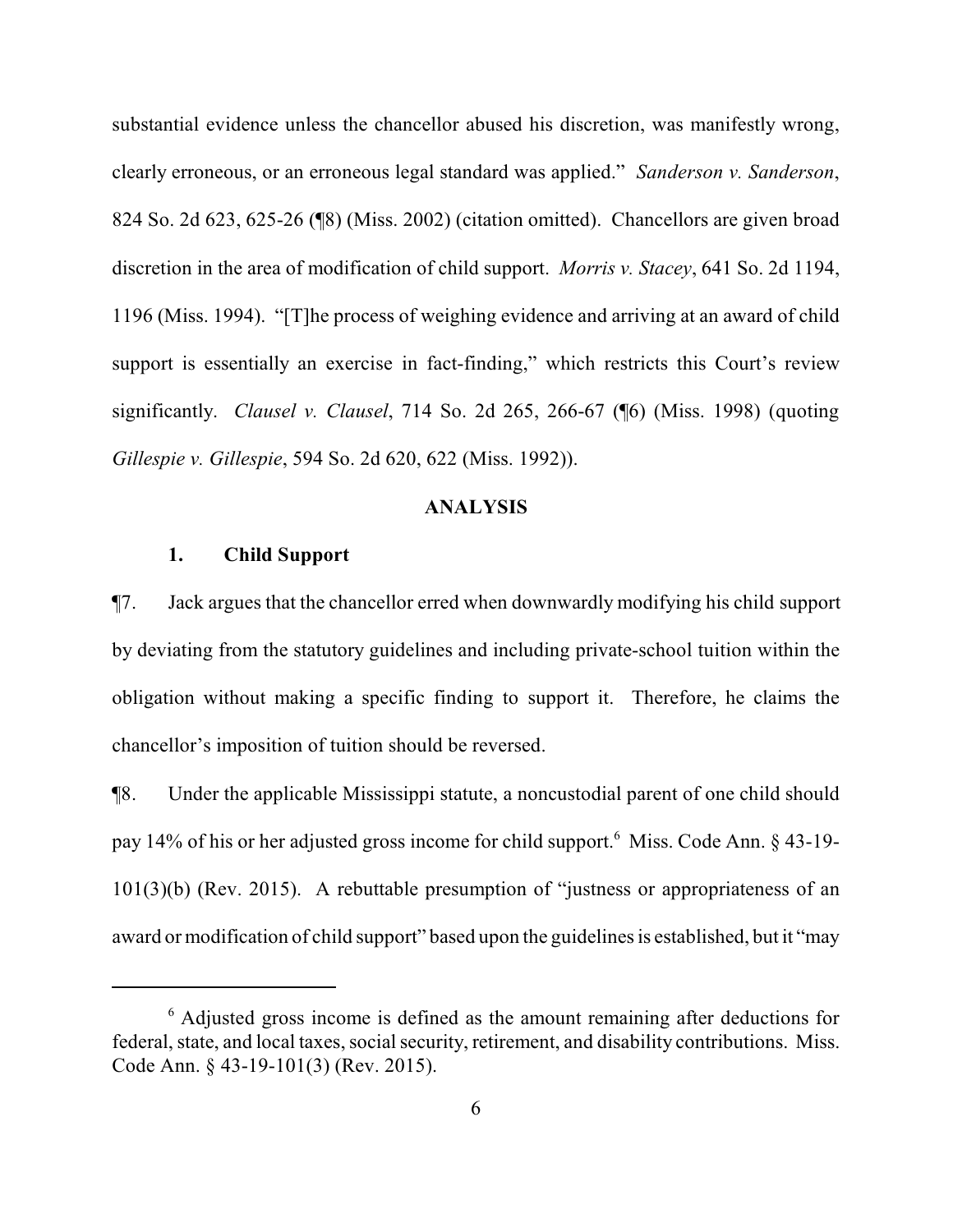substantial evidence unless the chancellor abused his discretion, was manifestly wrong, clearly erroneous, or an erroneous legal standard was applied." *Sanderson v. Sanderson*, 824 So. 2d 623, 625-26 (¶8) (Miss. 2002) (citation omitted). Chancellors are given broad discretion in the area of modification of child support. *Morris v. Stacey*, 641 So. 2d 1194, 1196 (Miss. 1994). "[T]he process of weighing evidence and arriving at an award of child support is essentially an exercise in fact-finding," which restricts this Court's review significantly. *Clausel v. Clausel*, 714 So. 2d 265, 266-67 (¶6) (Miss. 1998) (quoting *Gillespie v. Gillespie*, 594 So. 2d 620, 622 (Miss. 1992)).

## ANALYSIS

### 1. Child Support

¶7. Jack argues that the chancellor erred when downwardly modifying his child support by deviating from the statutory guidelines and including private-school tuition within the obligation without making a specific finding to support it. Therefore, he claims the chancellor's imposition of tuition should be reversed.

¶8. Under the applicable Mississippi statute, a noncustodial parent of one child should pay 14% of his or her adjusted gross income for child support.[6] Miss. Code Ann. § 43-19-101(3)(b) (Rev. 2015). A rebuttable presumption of "justness or appropriateness of an award or modification of child support" based upon the guidelines is established, but it "may

[6] Adjusted gross income is defined as the amount remaining after deductions for federal, state, and local taxes, social security, retirement, and disability contributions. Miss. Code Ann. § 43-19-101(3) (Rev. 2015).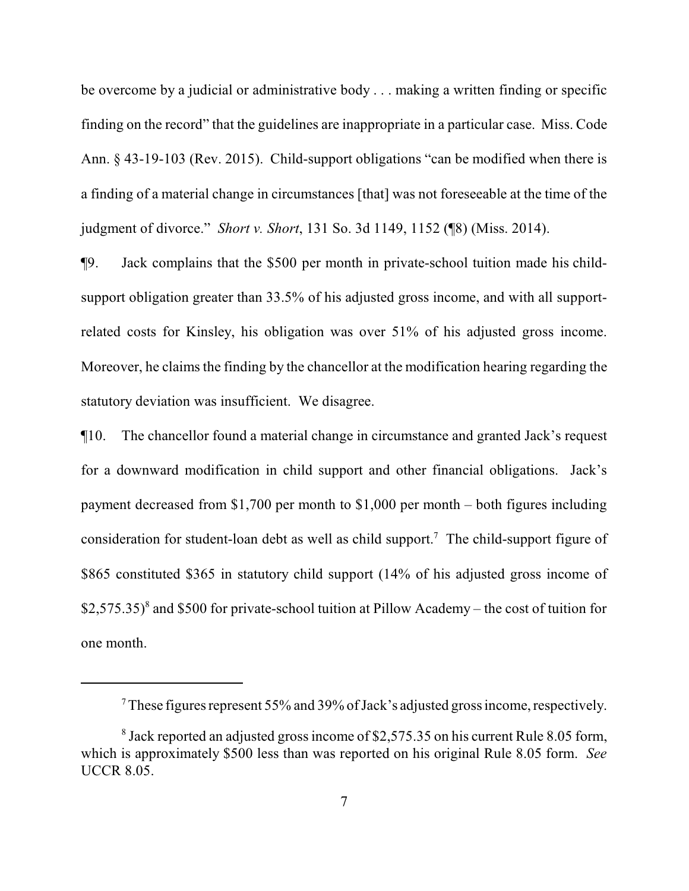be overcome by a judicial or administrative body . . . making a written finding or specific finding on the record" that the guidelines are inappropriate in a particular case. Miss. Code Ann. § 43-19-103 (Rev. 2015). Child-support obligations "can be modified when there is a finding of a material change in circumstances [that] was not foreseeable at the time of the judgment of divorce." *Short v. Short*, 131 So. 3d 1149, 1152 (¶8) (Miss. 2014).

¶9. Jack complains that the $500 per month in private-school tuition made his child-support obligation greater than 33.5% of his adjusted gross income, and with all support-related costs for Kinsley, his obligation was over 51% of his adjusted gross income. Moreover, he claims the finding by the chancellor at the modification hearing regarding the statutory deviation was insufficient. We disagree.

¶10. The chancellor found a material change in circumstance and granted Jack's request for a downward modification in child support and other financial obligations. Jack's payment decreased from $1,700 per month to $1,000 per month – both figures including consideration for student-loan debt as well as child support.[7] The child-support figure of $865 constituted $365 in statutory child support (14% of his adjusted gross income of $2,575.35)[8] and $500 for private-school tuition at Pillow Academy – the cost of tuition for one month.

---

[7] These figures represent 55% and 39% of Jack's adjusted gross income, respectively.

[8] Jack reported an adjusted gross income of $2,575.35 on his current Rule 8.05 form, which is approximately $500 less than was reported on his original Rule 8.05 form. *See* UCCR 8.05.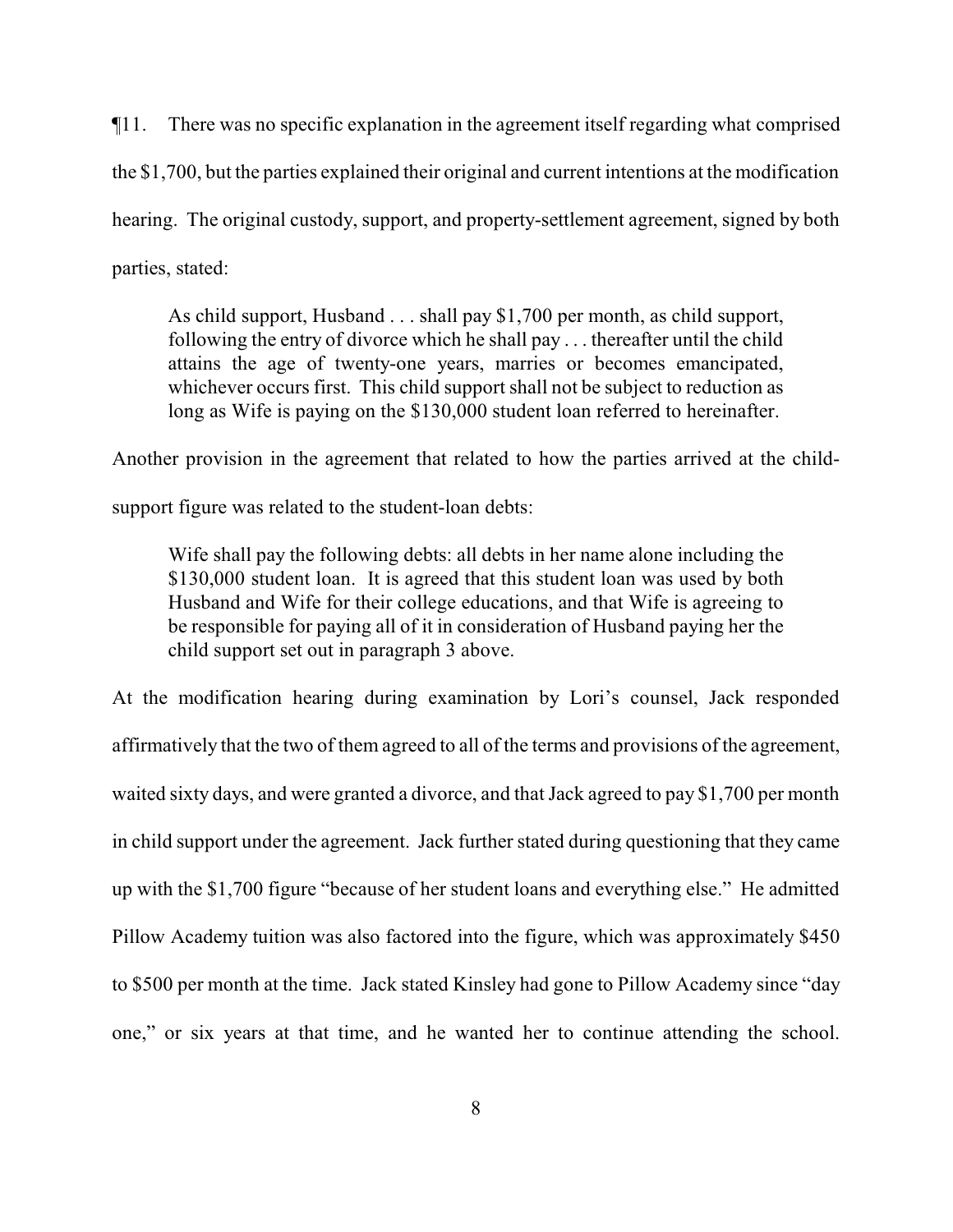¶11. There was no specific explanation in the agreement itself regarding what comprised the $1,700, but the parties explained their original and current intentions at the modification hearing. The original custody, support, and property-settlement agreement, signed by both parties, stated:

> As child support, Husband . . . shall pay $1,700 per month, as child support, following the entry of divorce which he shall pay . . . thereafter until the child attains the age of twenty-one years, marries or becomes emancipated, whichever occurs first. This child support shall not be subject to reduction as long as Wife is paying on the $130,000 student loan referred to hereinafter.

Another provision in the agreement that related to how the parties arrived at the child-support figure was related to the student-loan debts:

> Wife shall pay the following debts: all debts in her name alone including the $130,000 student loan. It is agreed that this student loan was used by both Husband and Wife for their college educations, and that Wife is agreeing to be responsible for paying all of it in consideration of Husband paying her the child support set out in paragraph 3 above.

At the modification hearing during examination by Lori's counsel, Jack responded affirmatively that the two of them agreed to all of the terms and provisions of the agreement, waited sixty days, and were granted a divorce, and that Jack agreed to pay $1,700 per month in child support under the agreement. Jack further stated during questioning that they came up with the $1,700 figure "because of her student loans and everything else." He admitted Pillow Academy tuition was also factored into the figure, which was approximately $450 to $500 per month at the time. Jack stated Kinsley had gone to Pillow Academy since "day one," or six years at that time, and he wanted her to continue attending the school.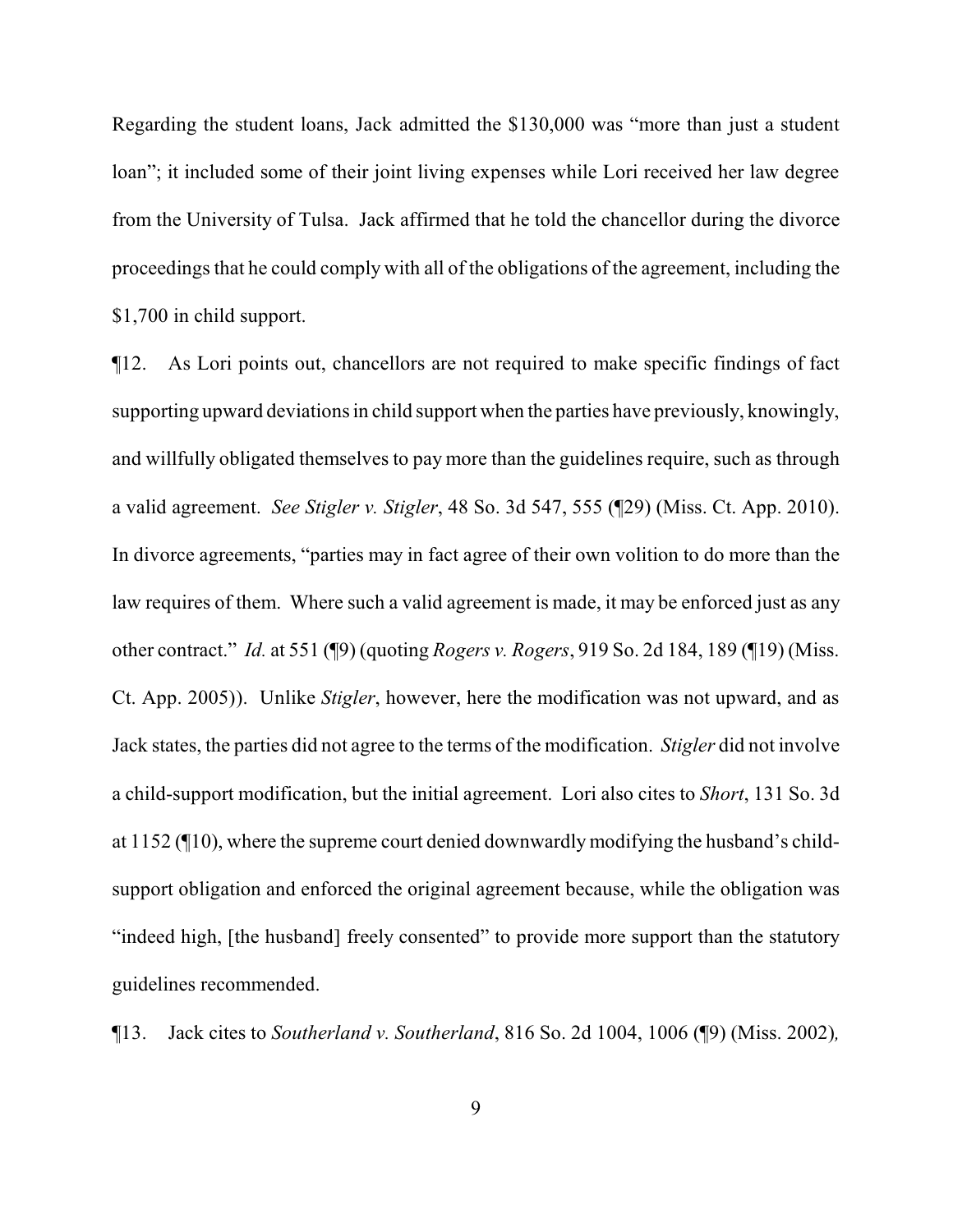Regarding the student loans, Jack admitted the $130,000 was "more than just a student loan"; it included some of their joint living expenses while Lori received her law degree from the University of Tulsa. Jack affirmed that he told the chancellor during the divorce proceedings that he could comply with all of the obligations of the agreement, including the $1,700 in child support.

¶12. As Lori points out, chancellors are not required to make specific findings of fact supporting upward deviations in child support when the parties have previously, knowingly, and willfully obligated themselves to pay more than the guidelines require, such as through a valid agreement. *See Stigler v. Stigler*, 48 So. 3d 547, 555 (¶29) (Miss. Ct. App. 2010). In divorce agreements, "parties may in fact agree of their own volition to do more than the law requires of them. Where such a valid agreement is made, it may be enforced just as any other contract." *Id.* at 551 (¶9) (quoting *Rogers v. Rogers*, 919 So. 2d 184, 189 (¶19) (Miss. Ct. App. 2005)). Unlike *Stigler*, however, here the modification was not upward, and as Jack states, the parties did not agree to the terms of the modification. *Stigler* did not involve a child-support modification, but the initial agreement. Lori also cites to *Short*, 131 So. 3d at 1152 (¶10), where the supreme court denied downwardly modifying the husband's child-support obligation and enforced the original agreement because, while the obligation was "indeed high, [the husband] freely consented" to provide more support than the statutory guidelines recommended.

¶13. Jack cites to *Southerland v. Southerland*, 816 So. 2d 1004, 1006 (¶9) (Miss. 2002),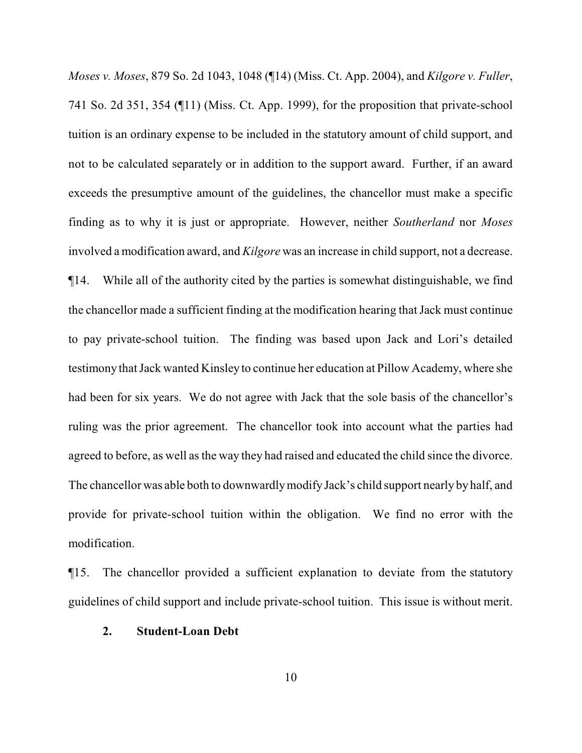*Moses v. Moses*, 879 So. 2d 1043, 1048 (¶14) (Miss. Ct. App. 2004), and *Kilgore v. Fuller*, 741 So. 2d 351, 354 (¶11) (Miss. Ct. App. 1999), for the proposition that private-school tuition is an ordinary expense to be included in the statutory amount of child support, and not to be calculated separately or in addition to the support award. Further, if an award exceeds the presumptive amount of the guidelines, the chancellor must make a specific finding as to why it is just or appropriate. However, neither *Southerland* nor *Moses* involved a modification award, and *Kilgore* was an increase in child support, not a decrease.

¶14. While all of the authority cited by the parties is somewhat distinguishable, we find the chancellor made a sufficient finding at the modification hearing that Jack must continue to pay private-school tuition. The finding was based upon Jack and Lori's detailed testimony that Jack wanted Kinsley to continue her education at Pillow Academy, where she had been for six years. We do not agree with Jack that the sole basis of the chancellor's ruling was the prior agreement. The chancellor took into account what the parties had agreed to before, as well as the way they had raised and educated the child since the divorce. The chancellor was able both to downwardly modify Jack's child support nearly by half, and provide for private-school tuition within the obligation. We find no error with the modification.

¶15. The chancellor provided a sufficient explanation to deviate from the statutory guidelines of child support and include private-school tuition. This issue is without merit.

**2. Student-Loan Debt**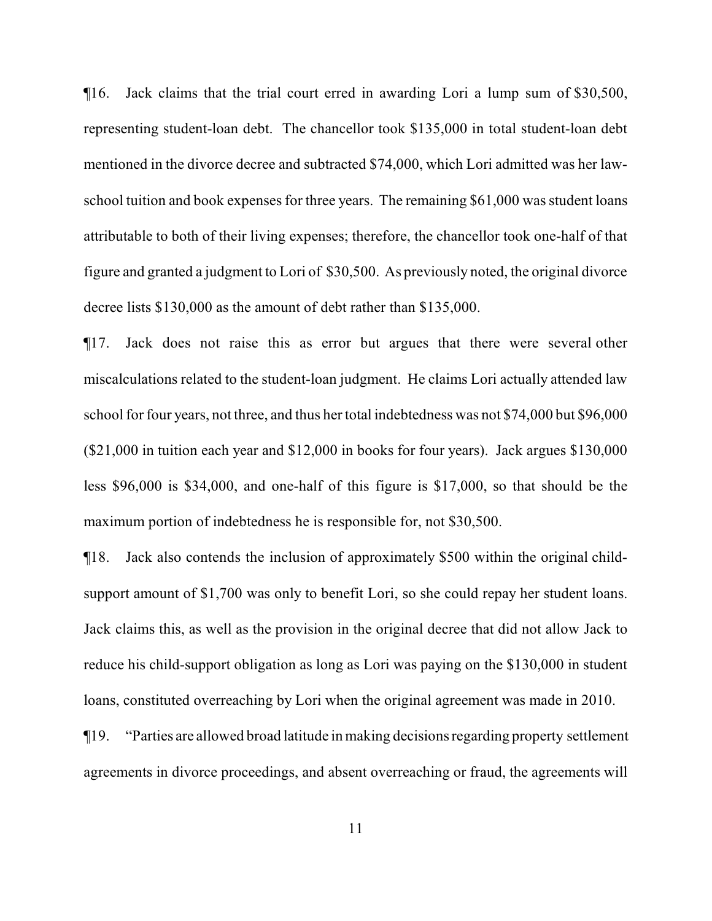¶16. Jack claims that the trial court erred in awarding Lori a lump sum of $30,500, representing student-loan debt. The chancellor took $135,000 in total student-loan debt mentioned in the divorce decree and subtracted $74,000, which Lori admitted was her law-school tuition and book expenses for three years. The remaining $61,000 was student loans attributable to both of their living expenses; therefore, the chancellor took one-half of that figure and granted a judgment to Lori of $30,500. As previously noted, the original divorce decree lists $130,000 as the amount of debt rather than $135,000.

¶17. Jack does not raise this as error but argues that there were several other miscalculations related to the student-loan judgment. He claims Lori actually attended law school for four years, not three, and thus her total indebtedness was not $74,000 but $96,000 ($21,000 in tuition each year and $12,000 in books for four years). Jack argues $130,000 less $96,000 is $34,000, and one-half of this figure is $17,000, so that should be the maximum portion of indebtedness he is responsible for, not $30,500.

¶18. Jack also contends the inclusion of approximately $500 within the original child-support amount of $1,700 was only to benefit Lori, so she could repay her student loans. Jack claims this, as well as the provision in the original decree that did not allow Jack to reduce his child-support obligation as long as Lori was paying on the $130,000 in student loans, constituted overreaching by Lori when the original agreement was made in 2010.

¶19. "Parties are allowed broad latitude in making decisions regarding property settlement agreements in divorce proceedings, and absent overreaching or fraud, the agreements will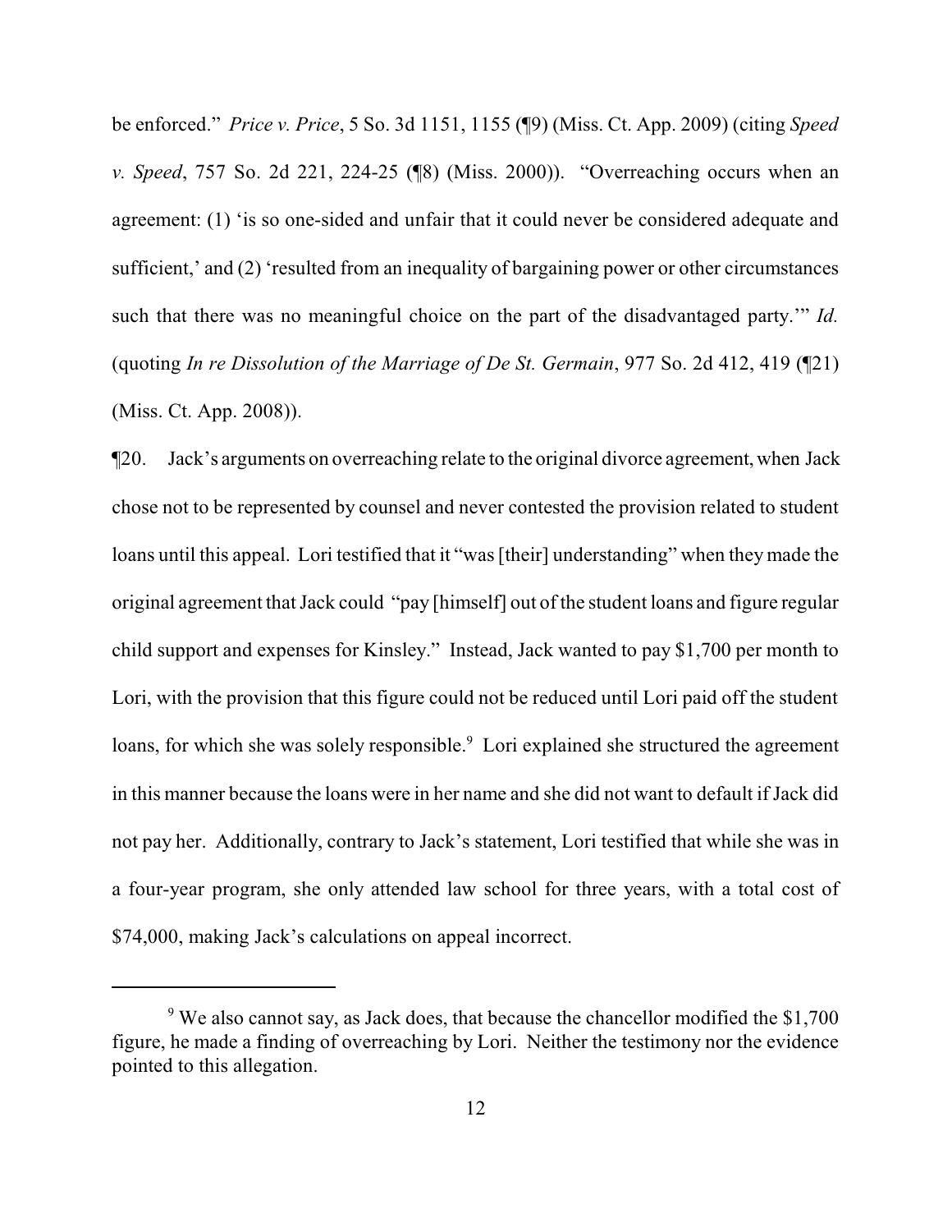be enforced." *Price v. Price*, 5 So. 3d 1151, 1155 (¶9) (Miss. Ct. App. 2009) (citing *Speed v. Speed*, 757 So. 2d 221, 224-25 (¶8) (Miss. 2000)). "Overreaching occurs when an agreement: (1) 'is so one-sided and unfair that it could never be considered adequate and sufficient,' and (2) 'resulted from an inequality of bargaining power or other circumstances such that there was no meaningful choice on the part of the disadvantaged party.'" *Id.* (quoting *In re Dissolution of the Marriage of De St. Germain*, 977 So. 2d 412, 419 (¶21) (Miss. Ct. App. 2008)).

¶20. Jack's arguments on overreaching relate to the original divorce agreement, when Jack chose not to be represented by counsel and never contested the provision related to student loans until this appeal. Lori testified that it "was [their] understanding" when they made the original agreement that Jack could "pay [himself] out of the student loans and figure regular child support and expenses for Kinsley." Instead, Jack wanted to pay $1,700 per month to Lori, with the provision that this figure could not be reduced until Lori paid off the student loans, for which she was solely responsible.[9] Lori explained she structured the agreement in this manner because the loans were in her name and she did not want to default if Jack did not pay her. Additionally, contrary to Jack's statement, Lori testified that while she was in a four-year program, she only attended law school for three years, with a total cost of $74,000, making Jack's calculations on appeal incorrect.

---

[9] We also cannot say, as Jack does, that because the chancellor modified the $1,700 figure, he made a finding of overreaching by Lori. Neither the testimony nor the evidence pointed to this allegation.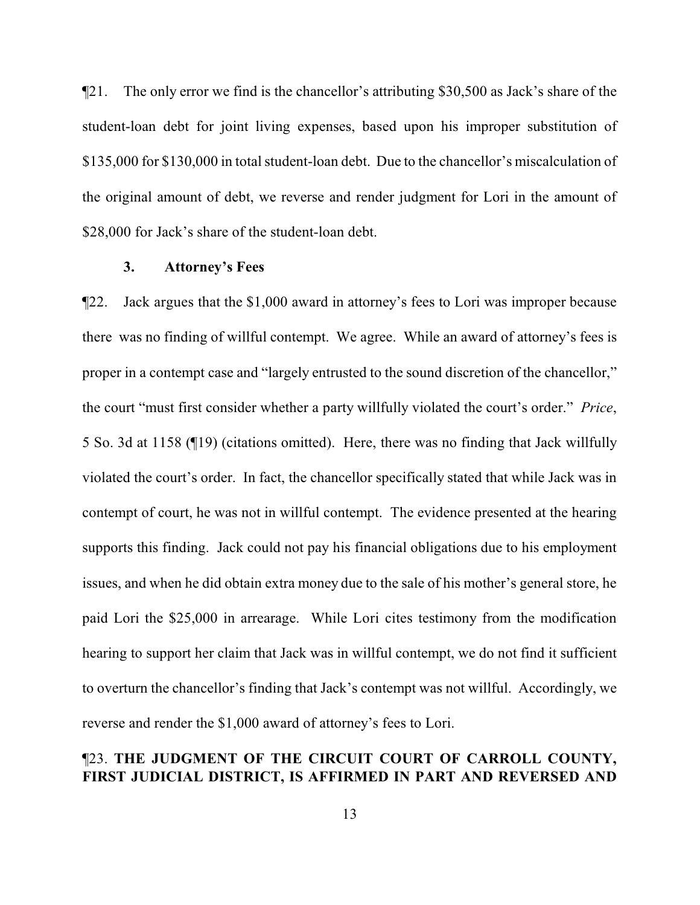¶21. The only error we find is the chancellor's attributing $30,500 as Jack's share of the student-loan debt for joint living expenses, based upon his improper substitution of $135,000 for $130,000 in total student-loan debt. Due to the chancellor's miscalculation of the original amount of debt, we reverse and render judgment for Lori in the amount of $28,000 for Jack's share of the student-loan debt.

### 3. Attorney's Fees

¶22. Jack argues that the $1,000 award in attorney's fees to Lori was improper because there was no finding of willful contempt. We agree. While an award of attorney's fees is proper in a contempt case and "largely entrusted to the sound discretion of the chancellor," the court "must first consider whether a party willfully violated the court's order." *Price*, 5 So. 3d at 1158 (¶19) (citations omitted). Here, there was no finding that Jack willfully violated the court's order. In fact, the chancellor specifically stated that while Jack was in contempt of court, he was not in willful contempt. The evidence presented at the hearing supports this finding. Jack could not pay his financial obligations due to his employment issues, and when he did obtain extra money due to the sale of his mother's general store, he paid Lori the $25,000 in arrearage. While Lori cites testimony from the modification hearing to support her claim that Jack was in willful contempt, we do not find it sufficient to overturn the chancellor's finding that Jack's contempt was not willful. Accordingly, we reverse and render the $1,000 award of attorney's fees to Lori.

¶23. **THE JUDGMENT OF THE CIRCUIT COURT OF CARROLL COUNTY, FIRST JUDICIAL DISTRICT, IS AFFIRMED IN PART AND REVERSED AND**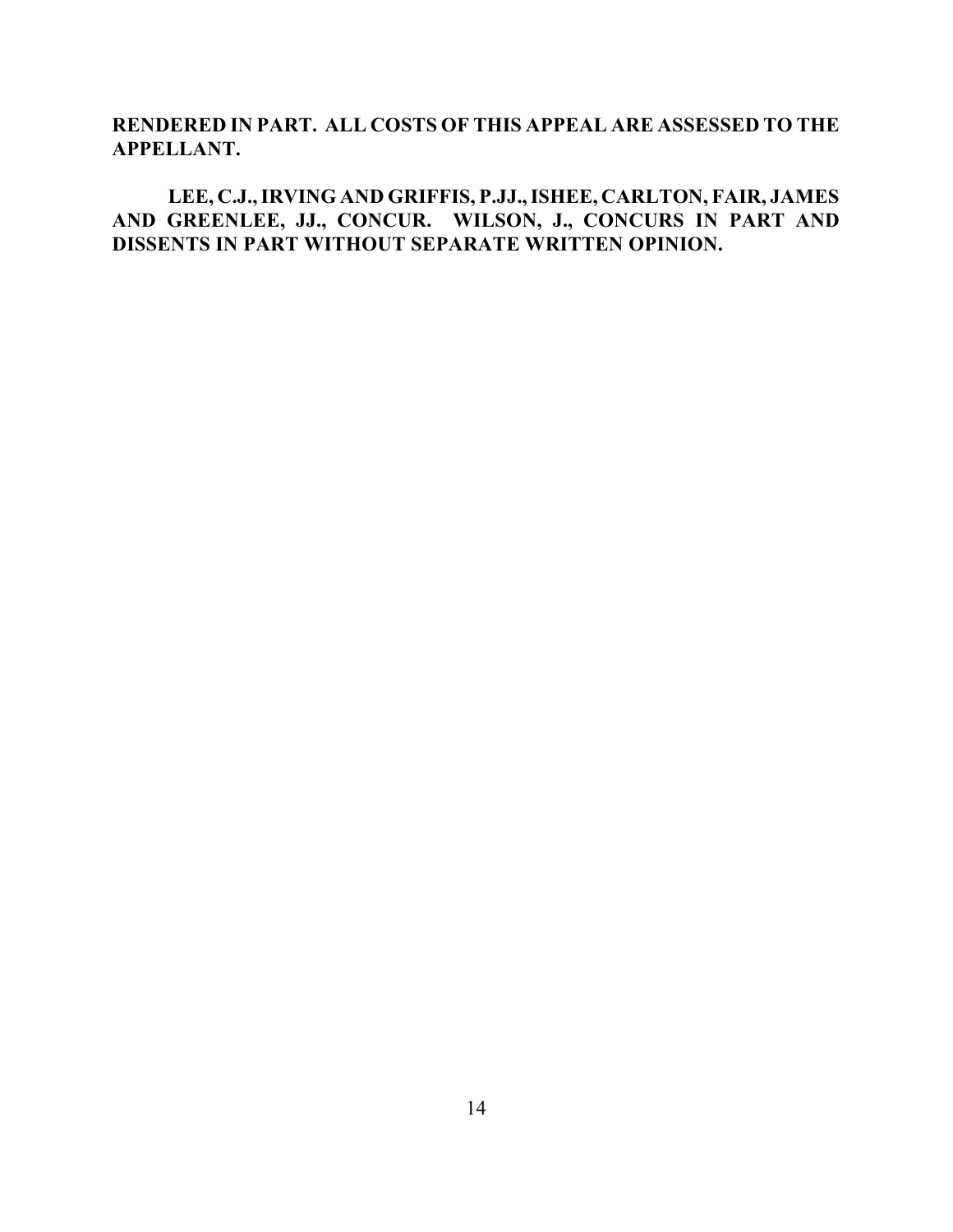**RENDERED IN PART. ALL COSTS OF THIS APPEAL ARE ASSESSED TO THE APPELLANT.**

**LEE, C.J., IRVING AND GRIFFIS, P.JJ., ISHEE, CARLTON, FAIR, JAMES AND GREENLEE, JJ., CONCUR. WILSON, J., CONCURS IN PART AND DISSENTS IN PART WITHOUT SEPARATE WRITTEN OPINION.**